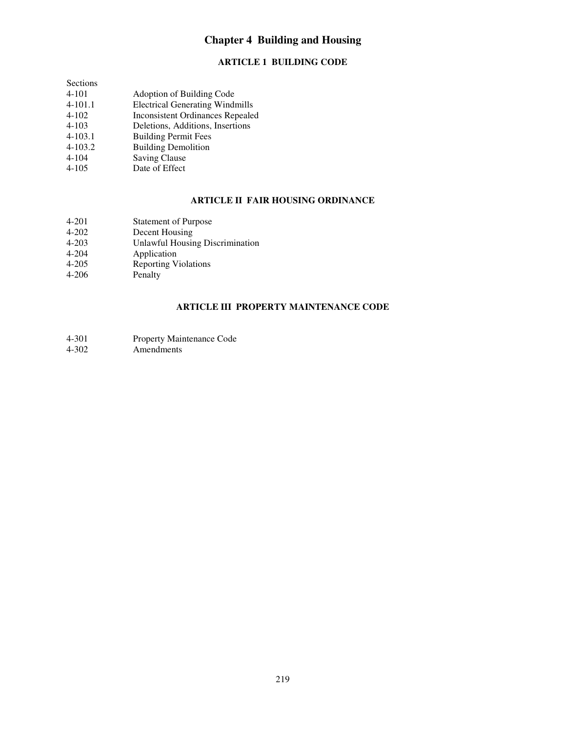# Chapter 4 Building and Housing

## ARTICLE 1 BUILDING CODE

Sections

| | |
|---|---|
| 4-101 | Adoption of Building Code |
| 4-101.1 | Electrical Generating Windmills |
| 4-102 | Inconsistent Ordinances Repealed |
| 4-103 | Deletions, Additions, Insertions |
| 4-103.1 | Building Permit Fees |
| 4-103.2 | Building Demolition |
| 4-104 | Saving Clause |
| 4-105 | Date of Effect |

## ARTICLE II FAIR HOUSING ORDINANCE

| | |
|---|---|
| 4-201 | Statement of Purpose |
| 4-202 | Decent Housing |
| 4-203 | Unlawful Housing Discrimination |
| 4-204 | Application |
| 4-205 | Reporting Violations |
| 4-206 | Penalty |

## ARTICLE III PROPERTY MAINTENANCE CODE

| | |
|---|---|
| 4-301 | Property Maintenance Code |
| 4-302 | Amendments |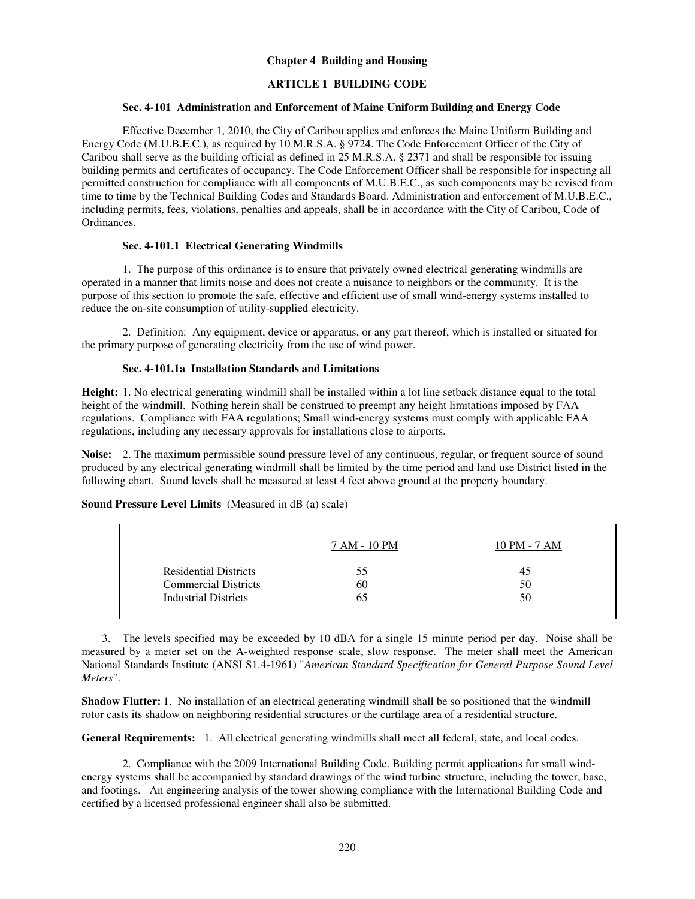## Chapter 4 Building and Housing

### ARTICLE 1 BUILDING CODE

#### Sec. 4-101 Administration and Enforcement of Maine Uniform Building and Energy Code

Effective December 1, 2010, the City of Caribou applies and enforces the Maine Uniform Building and Energy Code (M.U.B.E.C.), as required by 10 M.R.S.A. § 9724. The Code Enforcement Officer of the City of Caribou shall serve as the building official as defined in 25 M.R.S.A. § 2371 and shall be responsible for issuing building permits and certificates of occupancy. The Code Enforcement Officer shall be responsible for inspecting all permitted construction for compliance with all components of M.U.B.E.C., as such components may be revised from time to time by the Technical Building Codes and Standards Board. Administration and enforcement of M.U.B.E.C., including permits, fees, violations, penalties and appeals, shall be in accordance with the City of Caribou, Code of Ordinances.

#### Sec. 4-101.1 Electrical Generating Windmills

1. The purpose of this ordinance is to ensure that privately owned electrical generating windmills are operated in a manner that limits noise and does not create a nuisance to neighbors or the community. It is the purpose of this section to promote the safe, effective and efficient use of small wind-energy systems installed to reduce the on-site consumption of utility-supplied electricity.

2. Definition: Any equipment, device or apparatus, or any part thereof, which is installed or situated for the primary purpose of generating electricity from the use of wind power.

#### Sec. 4-101.1a Installation Standards and Limitations

**Height:** 1. No electrical generating windmill shall be installed within a lot line setback distance equal to the total height of the windmill. Nothing herein shall be construed to preempt any height limitations imposed by FAA regulations. Compliance with FAA regulations; Small wind-energy systems must comply with applicable FAA regulations, including any necessary approvals for installations close to airports.

**Noise:** 2. The maximum permissible sound pressure level of any continuous, regular, or frequent source of sound produced by any electrical generating windmill shall be limited by the time period and land use District listed in the following chart. Sound levels shall be measured at least 4 feet above ground at the property boundary.

**Sound Pressure Level Limits** (Measured in dB (a) scale)

| | 7 AM - 10 PM | 10 PM - 7 AM |
|---|---|---|
| Residential Districts | 55 | 45 |
| Commercial Districts | 60 | 50 |
| Industrial Districts | 65 | 50 |

3. The levels specified may be exceeded by 10 dBA for a single 15 minute period per day. Noise shall be measured by a meter set on the A-weighted response scale, slow response. The meter shall meet the American National Standards Institute (ANSI S1.4-1961) "*American Standard Specification for General Purpose Sound Level Meters*".

**Shadow Flutter:** 1. No installation of an electrical generating windmill shall be so positioned that the windmill rotor casts its shadow on neighboring residential structures or the curtilage area of a residential structure.

**General Requirements:** 1. All electrical generating windmills shall meet all federal, state, and local codes.

2. Compliance with the 2009 International Building Code. Building permit applications for small wind-energy systems shall be accompanied by standard drawings of the wind turbine structure, including the tower, base, and footings. An engineering analysis of the tower showing compliance with the International Building Code and certified by a licensed professional engineer shall also be submitted.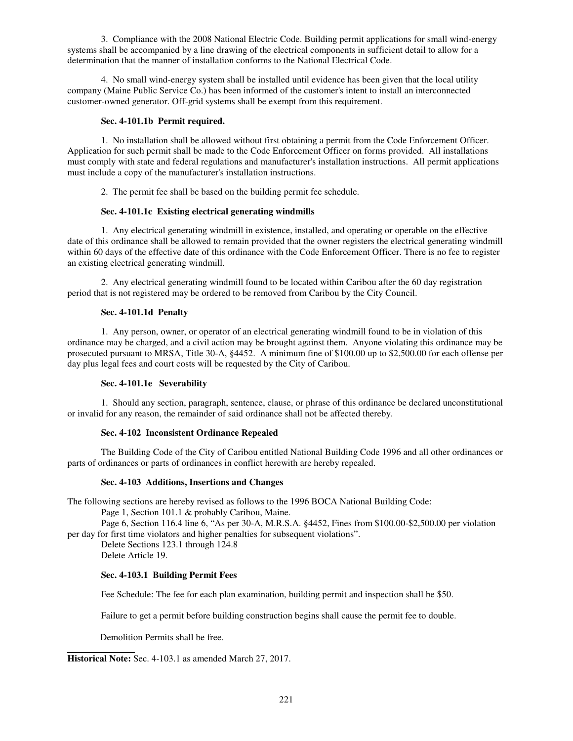3. Compliance with the 2008 National Electric Code. Building permit applications for small wind-energy systems shall be accompanied by a line drawing of the electrical components in sufficient detail to allow for a determination that the manner of installation conforms to the National Electrical Code.

4. No small wind-energy system shall be installed until evidence has been given that the local utility company (Maine Public Service Co.) has been informed of the customer's intent to install an interconnected customer-owned generator. Off-grid systems shall be exempt from this requirement.

**Sec. 4-101.1b Permit required.**

1. No installation shall be allowed without first obtaining a permit from the Code Enforcement Officer. Application for such permit shall be made to the Code Enforcement Officer on forms provided. All installations must comply with state and federal regulations and manufacturer's installation instructions. All permit applications must include a copy of the manufacturer's installation instructions.

2. The permit fee shall be based on the building permit fee schedule.

**Sec. 4-101.1c Existing electrical generating windmills**

1. Any electrical generating windmill in existence, installed, and operating or operable on the effective date of this ordinance shall be allowed to remain provided that the owner registers the electrical generating windmill within 60 days of the effective date of this ordinance with the Code Enforcement Officer. There is no fee to register an existing electrical generating windmill.

2. Any electrical generating windmill found to be located within Caribou after the 60 day registration period that is not registered may be ordered to be removed from Caribou by the City Council.

**Sec. 4-101.1d Penalty**

1. Any person, owner, or operator of an electrical generating windmill found to be in violation of this ordinance may be charged, and a civil action may be brought against them. Anyone violating this ordinance may be prosecuted pursuant to MRSA, Title 30-A, §4452. A minimum fine of $100.00 up to $2,500.00 for each offense per day plus legal fees and court costs will be requested by the City of Caribou.

**Sec. 4-101.1e Severability**

1. Should any section, paragraph, sentence, clause, or phrase of this ordinance be declared unconstitutional or invalid for any reason, the remainder of said ordinance shall not be affected thereby.

**Sec. 4-102 Inconsistent Ordinance Repealed**

The Building Code of the City of Caribou entitled National Building Code 1996 and all other ordinances or parts of ordinances or parts of ordinances in conflict herewith are hereby repealed.

**Sec. 4-103 Additions, Insertions and Changes**

The following sections are hereby revised as follows to the 1996 BOCA National Building Code:

Page 1, Section 101.1 & probably Caribou, Maine.

Page 6, Section 116.4 line 6, "As per 30-A, M.R.S.A. §4452, Fines from $100.00-$2,500.00 per violation per day for first time violators and higher penalties for subsequent violations".

Delete Sections 123.1 through 124.8

Delete Article 19.

**Sec. 4-103.1 Building Permit Fees**

Fee Schedule: The fee for each plan examination, building permit and inspection shall be $50.

Failure to get a permit before building construction begins shall cause the permit fee to double.

Demolition Permits shall be free.

---

**Historical Note:** Sec. 4-103.1 as amended March 27, 2017.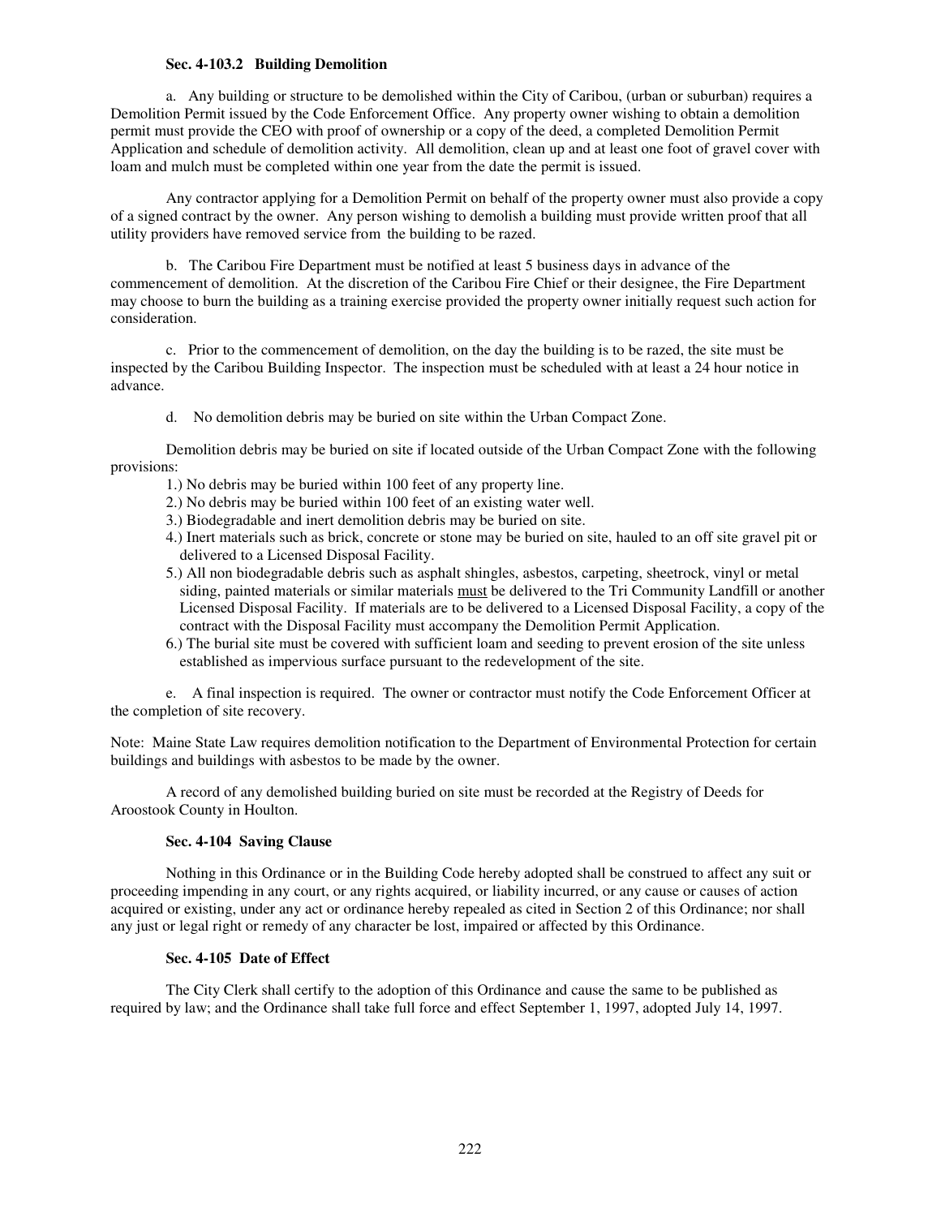**Sec. 4-103.2 Building Demolition**

a. Any building or structure to be demolished within the City of Caribou, (urban or suburban) requires a Demolition Permit issued by the Code Enforcement Office. Any property owner wishing to obtain a demolition permit must provide the CEO with proof of ownership or a copy of the deed, a completed Demolition Permit Application and schedule of demolition activity. All demolition, clean up and at least one foot of gravel cover with loam and mulch must be completed within one year from the date the permit is issued.

Any contractor applying for a Demolition Permit on behalf of the property owner must also provide a copy of a signed contract by the owner. Any person wishing to demolish a building must provide written proof that all utility providers have removed service from the building to be razed.

b. The Caribou Fire Department must be notified at least 5 business days in advance of the commencement of demolition. At the discretion of the Caribou Fire Chief or their designee, the Fire Department may choose to burn the building as a training exercise provided the property owner initially request such action for consideration.

c. Prior to the commencement of demolition, on the day the building is to be razed, the site must be inspected by the Caribou Building Inspector. The inspection must be scheduled with at least a 24 hour notice in advance.

d. No demolition debris may be buried on site within the Urban Compact Zone.

Demolition debris may be buried on site if located outside of the Urban Compact Zone with the following provisions:

1.) No debris may be buried within 100 feet of any property line.
2.) No debris may be buried within 100 feet of an existing water well.
3.) Biodegradable and inert demolition debris may be buried on site.
4.) Inert materials such as brick, concrete or stone may be buried on site, hauled to an off site gravel pit or delivered to a Licensed Disposal Facility.
5.) All non biodegradable debris such as asphalt shingles, asbestos, carpeting, sheetrock, vinyl or metal siding, painted materials or similar materials <u>must</u> be delivered to the Tri Community Landfill or another Licensed Disposal Facility. If materials are to be delivered to a Licensed Disposal Facility, a copy of the contract with the Disposal Facility must accompany the Demolition Permit Application.
6.) The burial site must be covered with sufficient loam and seeding to prevent erosion of the site unless established as impervious surface pursuant to the redevelopment of the site.

e. A final inspection is required. The owner or contractor must notify the Code Enforcement Officer at the completion of site recovery.

Note: Maine State Law requires demolition notification to the Department of Environmental Protection for certain buildings and buildings with asbestos to be made by the owner.

A record of any demolished building buried on site must be recorded at the Registry of Deeds for Aroostook County in Houlton.

**Sec. 4-104 Saving Clause**

Nothing in this Ordinance or in the Building Code hereby adopted shall be construed to affect any suit or proceeding impending in any court, or any rights acquired, or liability incurred, or any cause or causes of action acquired or existing, under any act or ordinance hereby repealed as cited in Section 2 of this Ordinance; nor shall any just or legal right or remedy of any character be lost, impaired or affected by this Ordinance.

**Sec. 4-105 Date of Effect**

The City Clerk shall certify to the adoption of this Ordinance and cause the same to be published as required by law; and the Ordinance shall take full force and effect September 1, 1997, adopted July 14, 1997.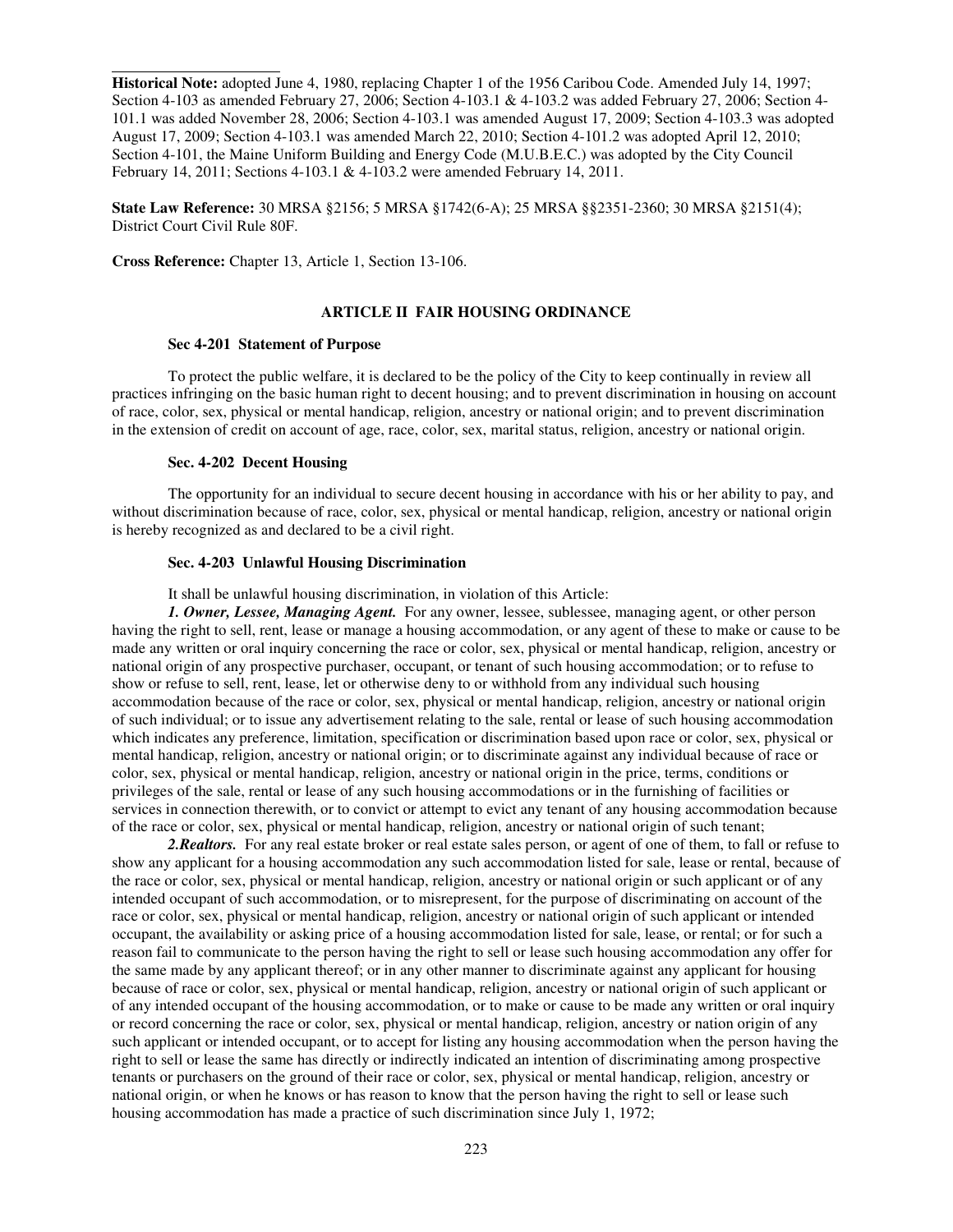**Historical Note:** adopted June 4, 1980, replacing Chapter 1 of the 1956 Caribou Code. Amended July 14, 1997; Section 4-103 as amended February 27, 2006; Section 4-103.1 & 4-103.2 was added February 27, 2006; Section 4-101.1 was added November 28, 2006; Section 4-103.1 was amended August 17, 2009; Section 4-103.3 was adopted August 17, 2009; Section 4-103.1 was amended March 22, 2010; Section 4-101.2 was adopted April 12, 2010; Section 4-101, the Maine Uniform Building and Energy Code (M.U.B.E.C.) was adopted by the City Council February 14, 2011; Sections 4-103.1 & 4-103.2 were amended February 14, 2011.

**State Law Reference:** 30 MRSA §2156; 5 MRSA §1742(6-A); 25 MRSA §§2351-2360; 30 MRSA §2151(4); District Court Civil Rule 80F.

**Cross Reference:** Chapter 13, Article 1, Section 13-106.

## ARTICLE II FAIR HOUSING ORDINANCE

### Sec 4-201 Statement of Purpose

To protect the public welfare, it is declared to be the policy of the City to keep continually in review all practices infringing on the basic human right to decent housing; and to prevent discrimination in housing on account of race, color, sex, physical or mental handicap, religion, ancestry or national origin; and to prevent discrimination in the extension of credit on account of age, race, color, sex, marital status, religion, ancestry or national origin.

### Sec. 4-202 Decent Housing

The opportunity for an individual to secure decent housing in accordance with his or her ability to pay, and without discrimination because of race, color, sex, physical or mental handicap, religion, ancestry or national origin is hereby recognized as and declared to be a civil right.

### Sec. 4-203 Unlawful Housing Discrimination

It shall be unlawful housing discrimination, in violation of this Article:

***1. Owner, Lessee, Managing Agent.*** For any owner, lessee, sublessee, managing agent, or other person having the right to sell, rent, lease or manage a housing accommodation, or any agent of these to make or cause to be made any written or oral inquiry concerning the race or color, sex, physical or mental handicap, religion, ancestry or national origin of any prospective purchaser, occupant, or tenant of such housing accommodation; or to refuse to show or refuse to sell, rent, lease, let or otherwise deny to or withhold from any individual such housing accommodation because of the race or color, sex, physical or mental handicap, religion, ancestry or national origin of such individual; or to issue any advertisement relating to the sale, rental or lease of such housing accommodation which indicates any preference, limitation, specification or discrimination based upon race or color, sex, physical or mental handicap, religion, ancestry or national origin; or to discriminate against any individual because of race or color, sex, physical or mental handicap, religion, ancestry or national origin in the price, terms, conditions or privileges of the sale, rental or lease of any such housing accommodations or in the furnishing of facilities or services in connection therewith, or to convict or attempt to evict any tenant of any housing accommodation because of the race or color, sex, physical or mental handicap, religion, ancestry or national origin of such tenant;

***2.Realtors.*** For any real estate broker or real estate sales person, or agent of one of them, to fall or refuse to show any applicant for a housing accommodation any such accommodation listed for sale, lease or rental, because of the race or color, sex, physical or mental handicap, religion, ancestry or national origin or such applicant or of any intended occupant of such accommodation, or to misrepresent, for the purpose of discriminating on account of the race or color, sex, physical or mental handicap, religion, ancestry or national origin of such applicant or intended occupant, the availability or asking price of a housing accommodation listed for sale, lease, or rental; or for such a reason fail to communicate to the person having the right to sell or lease such housing accommodation any offer for the same made by any applicant thereof; or in any other manner to discriminate against any applicant for housing because of race or color, sex, physical or mental handicap, religion, ancestry or national origin of such applicant or of any intended occupant of the housing accommodation, or to make or cause to be made any written or oral inquiry or record concerning the race or color, sex, physical or mental handicap, religion, ancestry or nation origin of any such applicant or intended occupant, or to accept for listing any housing accommodation when the person having the right to sell or lease the same has directly or indirectly indicated an intention of discriminating among prospective tenants or purchasers on the ground of their race or color, sex, physical or mental handicap, religion, ancestry or national origin, or when he knows or has reason to know that the person having the right to sell or lease such housing accommodation has made a practice of such discrimination since July 1, 1972;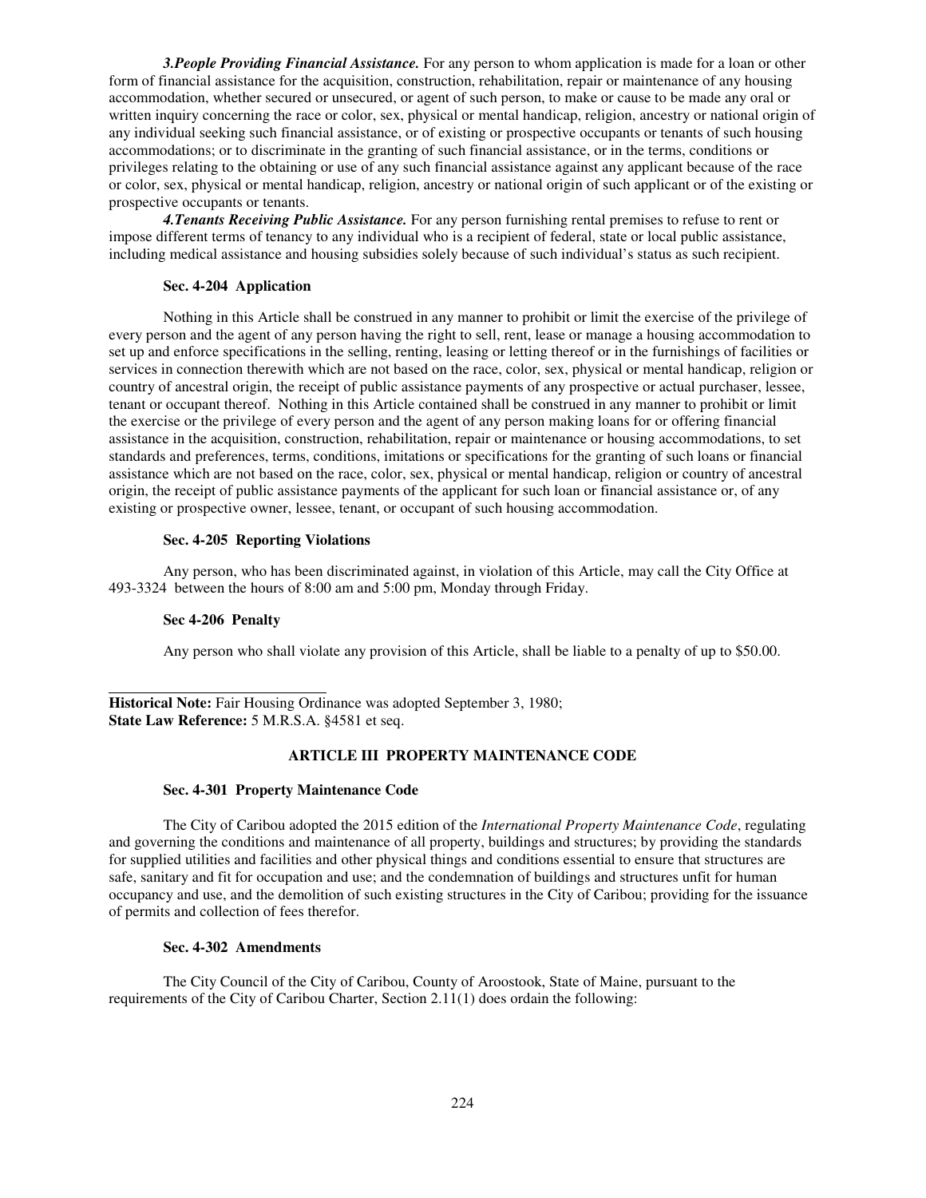*3.People Providing Financial Assistance.* For any person to whom application is made for a loan or other form of financial assistance for the acquisition, construction, rehabilitation, repair or maintenance of any housing accommodation, whether secured or unsecured, or agent of such person, to make or cause to be made any oral or written inquiry concerning the race or color, sex, physical or mental handicap, religion, ancestry or national origin of any individual seeking such financial assistance, or of existing or prospective occupants or tenants of such housing accommodations; or to discriminate in the granting of such financial assistance, or in the terms, conditions or privileges relating to the obtaining or use of any such financial assistance against any applicant because of the race or color, sex, physical or mental handicap, religion, ancestry or national origin of such applicant or of the existing or prospective occupants or tenants.

*4.Tenants Receiving Public Assistance.* For any person furnishing rental premises to refuse to rent or impose different terms of tenancy to any individual who is a recipient of federal, state or local public assistance, including medical assistance and housing subsidies solely because of such individual's status as such recipient.

**Sec. 4-204 Application**

Nothing in this Article shall be construed in any manner to prohibit or limit the exercise of the privilege of every person and the agent of any person having the right to sell, rent, lease or manage a housing accommodation to set up and enforce specifications in the selling, renting, leasing or letting thereof or in the furnishings of facilities or services in connection therewith which are not based on the race, color, sex, physical or mental handicap, religion or country of ancestral origin, the receipt of public assistance payments of any prospective or actual purchaser, lessee, tenant or occupant thereof. Nothing in this Article contained shall be construed in any manner to prohibit or limit the exercise or the privilege of every person and the agent of any person making loans for or offering financial assistance in the acquisition, construction, rehabilitation, repair or maintenance or housing accommodations, to set standards and preferences, terms, conditions, imitations or specifications for the granting of such loans or financial assistance which are not based on the race, color, sex, physical or mental handicap, religion or country of ancestral origin, the receipt of public assistance payments of the applicant for such loan or financial assistance or, of any existing or prospective owner, lessee, tenant, or occupant of such housing accommodation.

**Sec. 4-205 Reporting Violations**

Any person, who has been discriminated against, in violation of this Article, may call the City Office at 493-3324 between the hours of 8:00 am and 5:00 pm, Monday through Friday.

**Sec 4-206 Penalty**

Any person who shall violate any provision of this Article, shall be liable to a penalty of up to $50.00.

---

**Historical Note:** Fair Housing Ordinance was adopted September 3, 1980;
**State Law Reference:** 5 M.R.S.A. §4581 et seq.

## ARTICLE III PROPERTY MAINTENANCE CODE

**Sec. 4-301 Property Maintenance Code**

The City of Caribou adopted the 2015 edition of the *International Property Maintenance Code*, regulating and governing the conditions and maintenance of all property, buildings and structures; by providing the standards for supplied utilities and facilities and other physical things and conditions essential to ensure that structures are safe, sanitary and fit for occupation and use; and the condemnation of buildings and structures unfit for human occupancy and use, and the demolition of such existing structures in the City of Caribou; providing for the issuance of permits and collection of fees therefor.

**Sec. 4-302 Amendments**

The City Council of the City of Caribou, County of Aroostook, State of Maine, pursuant to the requirements of the City of Caribou Charter, Section 2.11(1) does ordain the following: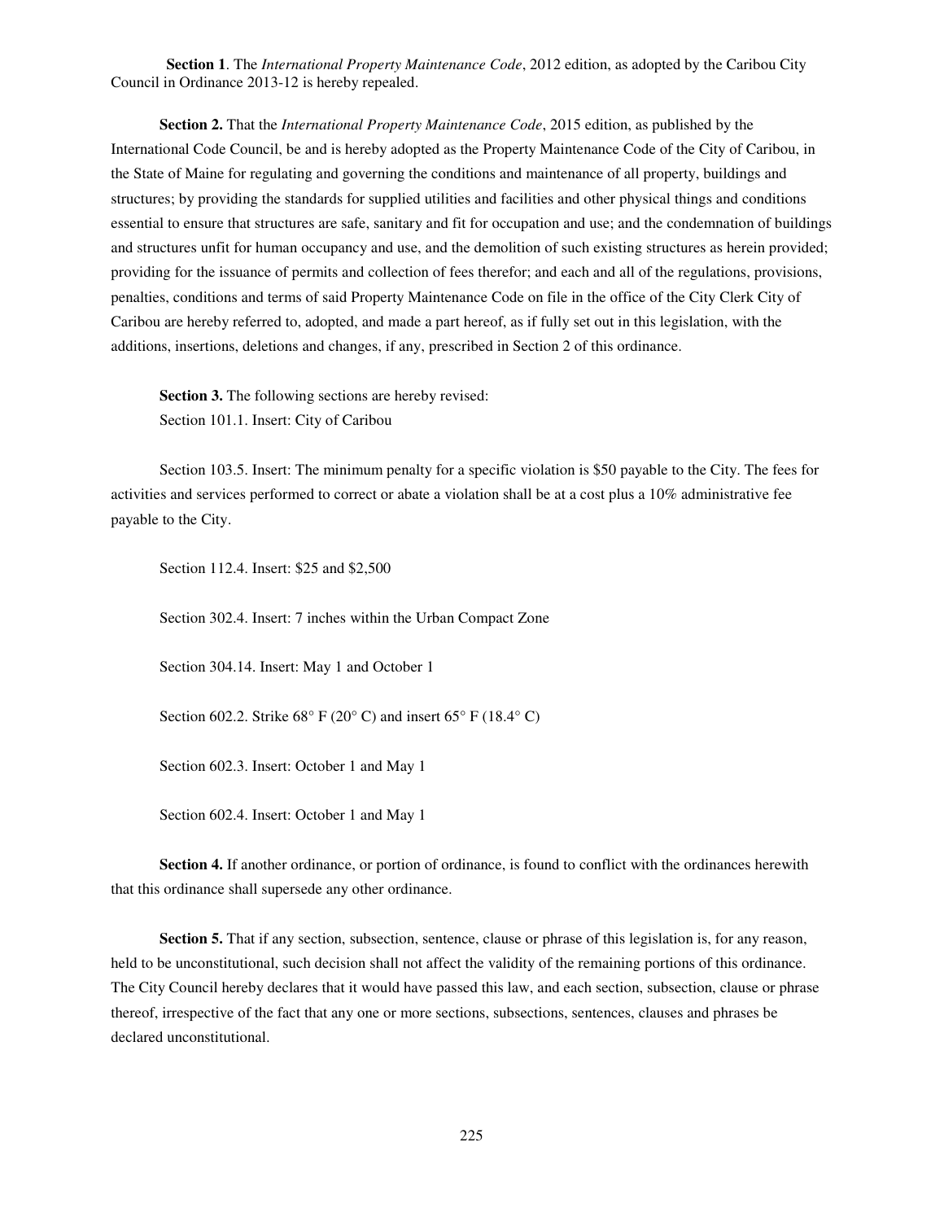**Section 1**. The *International Property Maintenance Code*, 2012 edition, as adopted by the Caribou City Council in Ordinance 2013-12 is hereby repealed.

**Section 2.** That the *International Property Maintenance Code*, 2015 edition, as published by the International Code Council, be and is hereby adopted as the Property Maintenance Code of the City of Caribou, in the State of Maine for regulating and governing the conditions and maintenance of all property, buildings and structures; by providing the standards for supplied utilities and facilities and other physical things and conditions essential to ensure that structures are safe, sanitary and fit for occupation and use; and the condemnation of buildings and structures unfit for human occupancy and use, and the demolition of such existing structures as herein provided; providing for the issuance of permits and collection of fees therefor; and each and all of the regulations, provisions, penalties, conditions and terms of said Property Maintenance Code on file in the office of the City Clerk City of Caribou are hereby referred to, adopted, and made a part hereof, as if fully set out in this legislation, with the additions, insertions, deletions and changes, if any, prescribed in Section 2 of this ordinance.

**Section 3.** The following sections are hereby revised:

Section 101.1. Insert: City of Caribou

Section 103.5. Insert: The minimum penalty for a specific violation is $50 payable to the City. The fees for activities and services performed to correct or abate a violation shall be at a cost plus a 10% administrative fee payable to the City.

Section 112.4. Insert: $25 and $2,500

Section 302.4. Insert: 7 inches within the Urban Compact Zone

Section 304.14. Insert: May 1 and October 1

Section 602.2. Strike 68° F (20° C) and insert 65° F (18.4° C)

Section 602.3. Insert: October 1 and May 1

Section 602.4. Insert: October 1 and May 1

**Section 4.** If another ordinance, or portion of ordinance, is found to conflict with the ordinances herewith that this ordinance shall supersede any other ordinance.

**Section 5.** That if any section, subsection, sentence, clause or phrase of this legislation is, for any reason, held to be unconstitutional, such decision shall not affect the validity of the remaining portions of this ordinance. The City Council hereby declares that it would have passed this law, and each section, subsection, clause or phrase thereof, irrespective of the fact that any one or more sections, subsections, sentences, clauses and phrases be declared unconstitutional.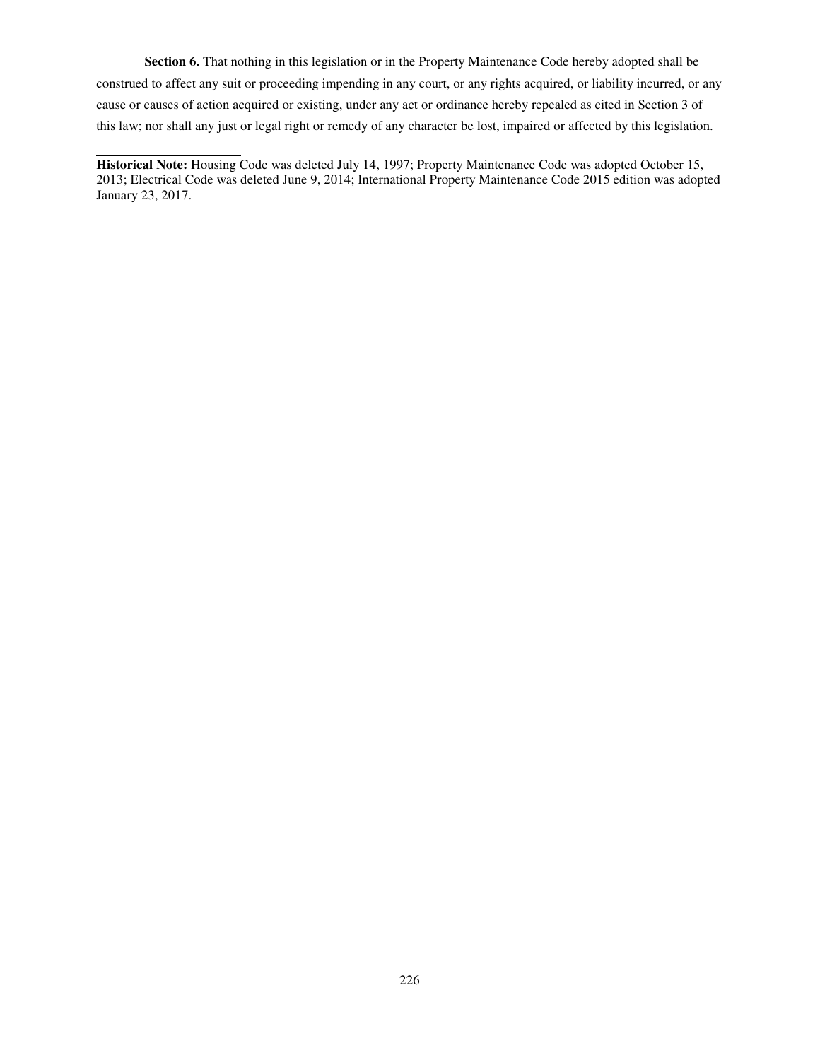**Section 6.** That nothing in this legislation or in the Property Maintenance Code hereby adopted shall be construed to affect any suit or proceeding impending in any court, or any rights acquired, or liability incurred, or any cause or causes of action acquired or existing, under any act or ordinance hereby repealed as cited in Section 3 of this law; nor shall any just or legal right or remedy of any character be lost, impaired or affected by this legislation.

---

**Historical Note:** Housing Code was deleted July 14, 1997; Property Maintenance Code was adopted October 15, 2013; Electrical Code was deleted June 9, 2014; International Property Maintenance Code 2015 edition was adopted January 23, 2017.